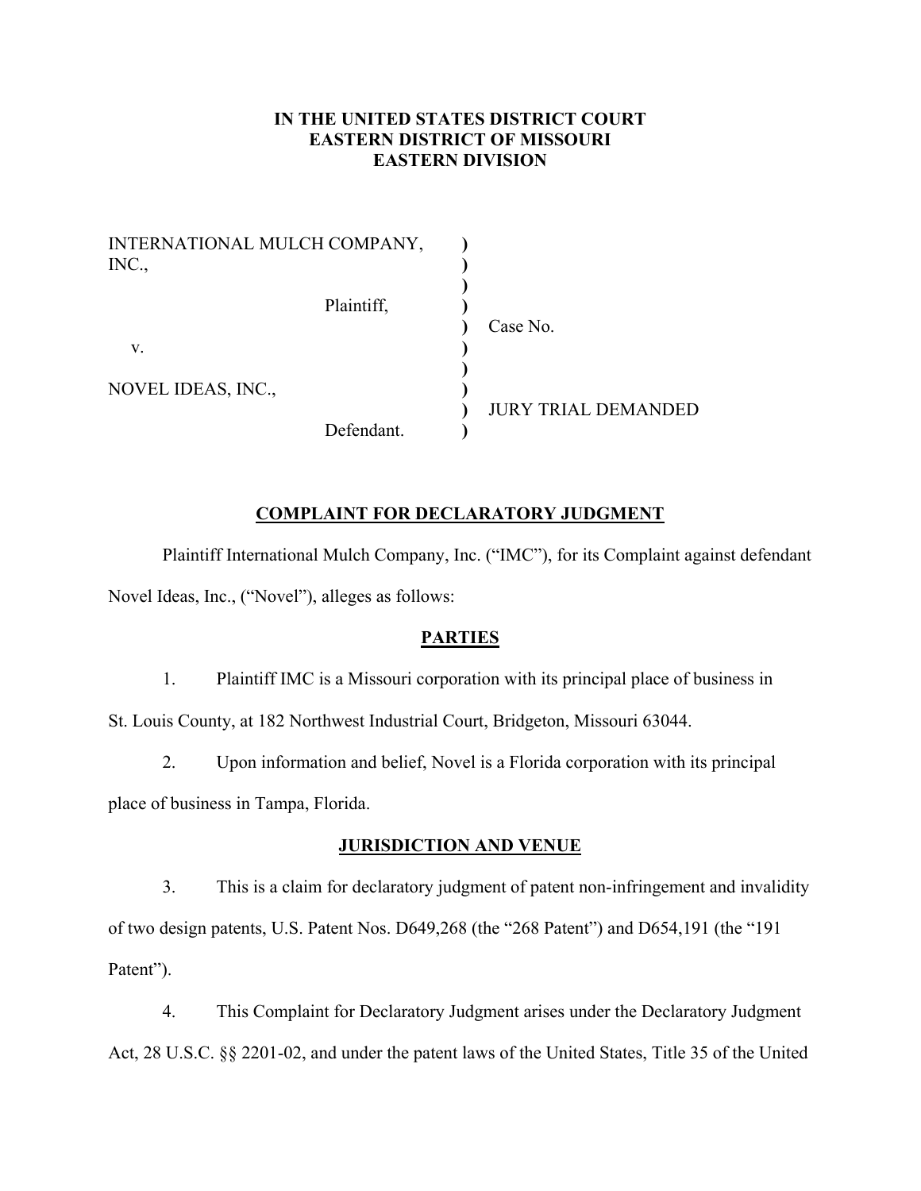**IN THE UNITED STATES DISTRICT COURT**
**EASTERN DISTRICT OF MISSOURI**
**EASTERN DIVISION**

| | | |
|---|---|---|
| INTERNATIONAL MULCH COMPANY, INC., | ) | |
| Plaintiff, | ) | Case No. |
| v. | ) | |
| NOVEL IDEAS, INC., | ) | JURY TRIAL DEMANDED |
| Defendant. | ) | |

**COMPLAINT FOR DECLARATORY JUDGMENT**

Plaintiff International Mulch Company, Inc. ("IMC"), for its Complaint against defendant Novel Ideas, Inc., ("Novel"), alleges as follows:

**PARTIES**

1. Plaintiff IMC is a Missouri corporation with its principal place of business in St. Louis County, at 182 Northwest Industrial Court, Bridgeton, Missouri 63044.

2. Upon information and belief, Novel is a Florida corporation with its principal place of business in Tampa, Florida.

**JURISDICTION AND VENUE**

3. This is a claim for declaratory judgment of patent non-infringement and invalidity of two design patents, U.S. Patent Nos. D649,268 (the "268 Patent") and D654,191 (the "191 Patent").

4. This Complaint for Declaratory Judgment arises under the Declaratory Judgment Act, 28 U.S.C. §§ 2201-02, and under the patent laws of the United States, Title 35 of the United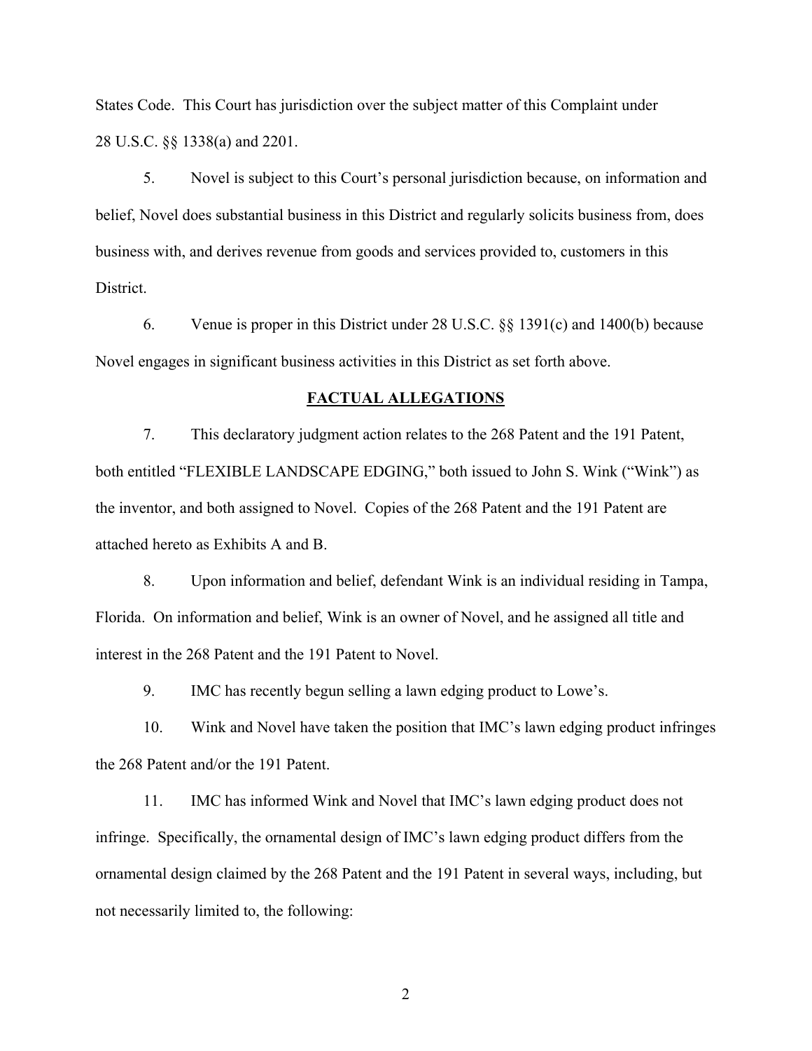States Code. This Court has jurisdiction over the subject matter of this Complaint under 28 U.S.C. §§ 1338(a) and 2201.

5. Novel is subject to this Court's personal jurisdiction because, on information and belief, Novel does substantial business in this District and regularly solicits business from, does business with, and derives revenue from goods and services provided to, customers in this District.

6. Venue is proper in this District under 28 U.S.C. §§ 1391(c) and 1400(b) because Novel engages in significant business activities in this District as set forth above.

## FACTUAL ALLEGATIONS

7. This declaratory judgment action relates to the 268 Patent and the 191 Patent, both entitled "FLEXIBLE LANDSCAPE EDGING," both issued to John S. Wink ("Wink") as the inventor, and both assigned to Novel. Copies of the 268 Patent and the 191 Patent are attached hereto as Exhibits A and B.

8. Upon information and belief, defendant Wink is an individual residing in Tampa, Florida. On information and belief, Wink is an owner of Novel, and he assigned all title and interest in the 268 Patent and the 191 Patent to Novel.

9. IMC has recently begun selling a lawn edging product to Lowe's.

10. Wink and Novel have taken the position that IMC's lawn edging product infringes the 268 Patent and/or the 191 Patent.

11. IMC has informed Wink and Novel that IMC's lawn edging product does not infringe. Specifically, the ornamental design of IMC's lawn edging product differs from the ornamental design claimed by the 268 Patent and the 191 Patent in several ways, including, but not necessarily limited to, the following: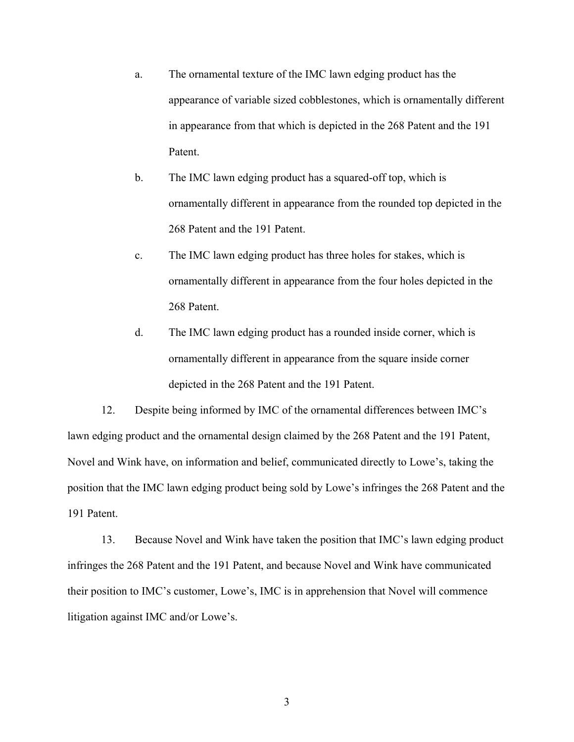a. The ornamental texture of the IMC lawn edging product has the appearance of variable sized cobblestones, which is ornamentally different in appearance from that which is depicted in the 268 Patent and the 191 Patent.

b. The IMC lawn edging product has a squared-off top, which is ornamentally different in appearance from the rounded top depicted in the 268 Patent and the 191 Patent.

c. The IMC lawn edging product has three holes for stakes, which is ornamentally different in appearance from the four holes depicted in the 268 Patent.

d. The IMC lawn edging product has a rounded inside corner, which is ornamentally different in appearance from the square inside corner depicted in the 268 Patent and the 191 Patent.

12. Despite being informed by IMC of the ornamental differences between IMC's lawn edging product and the ornamental design claimed by the 268 Patent and the 191 Patent, Novel and Wink have, on information and belief, communicated directly to Lowe's, taking the position that the IMC lawn edging product being sold by Lowe's infringes the 268 Patent and the 191 Patent.

13. Because Novel and Wink have taken the position that IMC's lawn edging product infringes the 268 Patent and the 191 Patent, and because Novel and Wink have communicated their position to IMC's customer, Lowe's, IMC is in apprehension that Novel will commence litigation against IMC and/or Lowe's.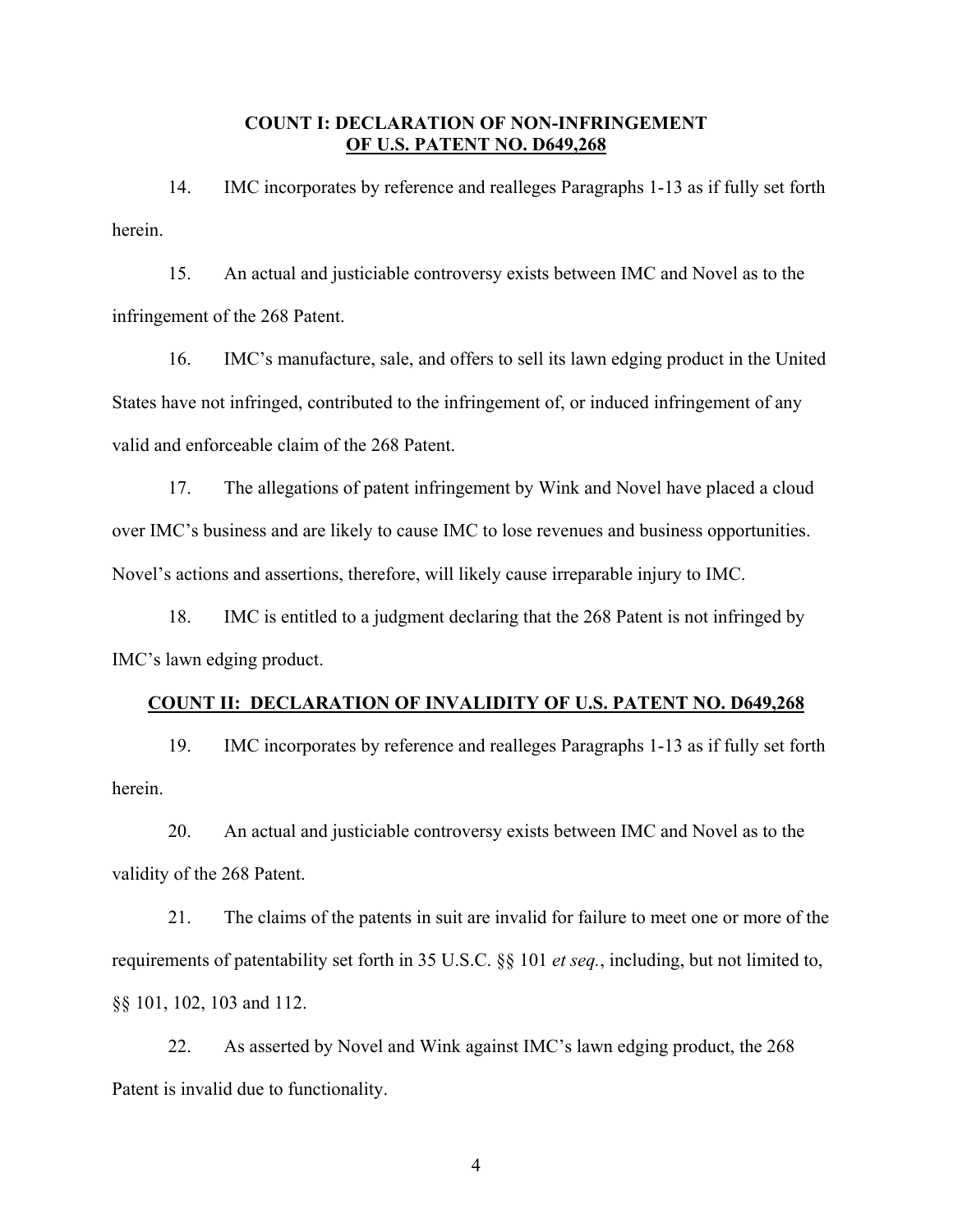## COUNT I: DECLARATION OF NON-INFRINGEMENT OF U.S. PATENT NO. D649,268

14. IMC incorporates by reference and realleges Paragraphs 1-13 as if fully set forth herein.

15. An actual and justiciable controversy exists between IMC and Novel as to the infringement of the 268 Patent.

16. IMC's manufacture, sale, and offers to sell its lawn edging product in the United States have not infringed, contributed to the infringement of, or induced infringement of any valid and enforceable claim of the 268 Patent.

17. The allegations of patent infringement by Wink and Novel have placed a cloud over IMC's business and are likely to cause IMC to lose revenues and business opportunities. Novel's actions and assertions, therefore, will likely cause irreparable injury to IMC.

18. IMC is entitled to a judgment declaring that the 268 Patent is not infringed by IMC's lawn edging product.

## COUNT II: DECLARATION OF INVALIDITY OF U.S. PATENT NO. D649,268

19. IMC incorporates by reference and realleges Paragraphs 1-13 as if fully set forth herein.

20. An actual and justiciable controversy exists between IMC and Novel as to the validity of the 268 Patent.

21. The claims of the patents in suit are invalid for failure to meet one or more of the requirements of patentability set forth in 35 U.S.C. §§ 101 *et seq.*, including, but not limited to, §§ 101, 102, 103 and 112.

22. As asserted by Novel and Wink against IMC's lawn edging product, the 268 Patent is invalid due to functionality.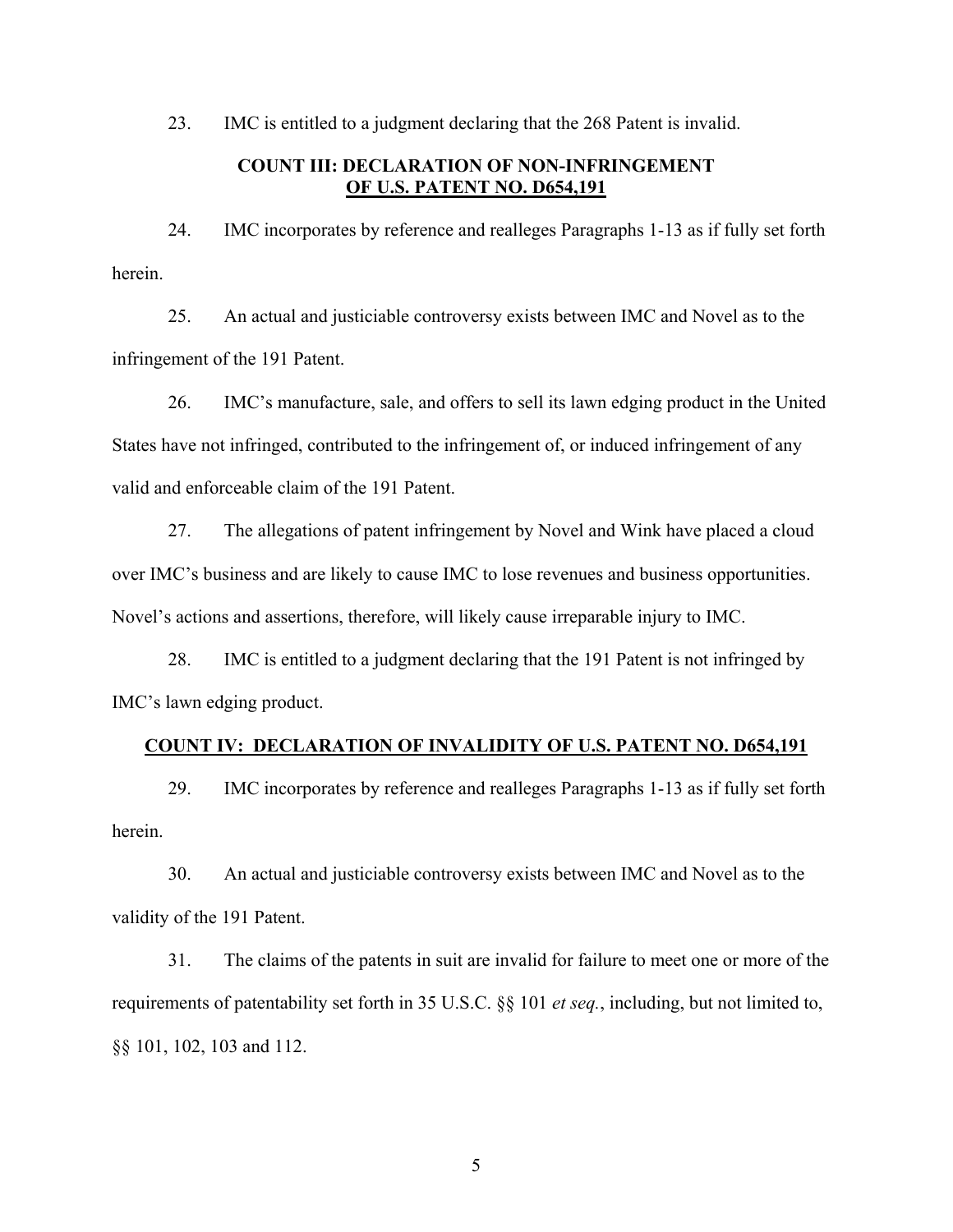23. IMC is entitled to a judgment declaring that the 268 Patent is invalid.

## COUNT III: DECLARATION OF NON-INFRINGEMENT OF U.S. PATENT NO. D654,191

24. IMC incorporates by reference and realleges Paragraphs 1-13 as if fully set forth herein.

25. An actual and justiciable controversy exists between IMC and Novel as to the infringement of the 191 Patent.

26. IMC's manufacture, sale, and offers to sell its lawn edging product in the United States have not infringed, contributed to the infringement of, or induced infringement of any valid and enforceable claim of the 191 Patent.

27. The allegations of patent infringement by Novel and Wink have placed a cloud over IMC's business and are likely to cause IMC to lose revenues and business opportunities. Novel's actions and assertions, therefore, will likely cause irreparable injury to IMC.

28. IMC is entitled to a judgment declaring that the 191 Patent is not infringed by IMC's lawn edging product.

## COUNT IV: DECLARATION OF INVALIDITY OF U.S. PATENT NO. D654,191

29. IMC incorporates by reference and realleges Paragraphs 1-13 as if fully set forth herein.

30. An actual and justiciable controversy exists between IMC and Novel as to the validity of the 191 Patent.

31. The claims of the patents in suit are invalid for failure to meet one or more of the requirements of patentability set forth in 35 U.S.C. §§ 101 *et seq.*, including, but not limited to, §§ 101, 102, 103 and 112.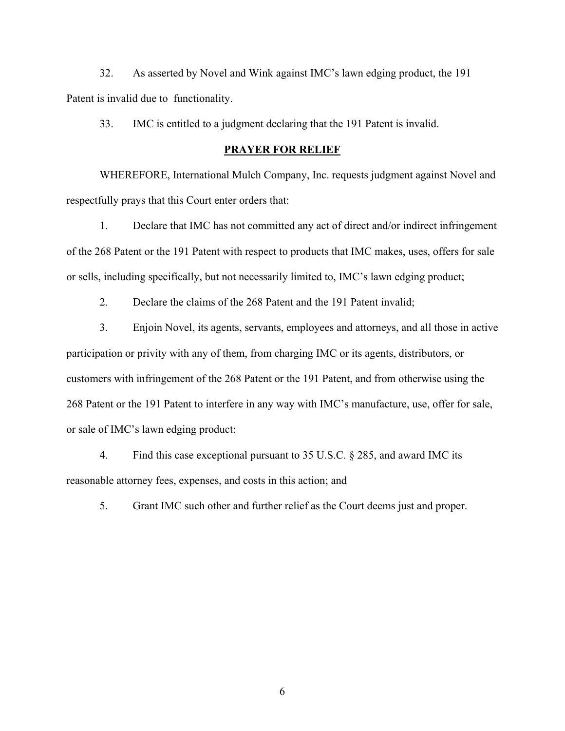32. As asserted by Novel and Wink against IMC's lawn edging product, the 191 Patent is invalid due to functionality.

33. IMC is entitled to a judgment declaring that the 191 Patent is invalid.

## PRAYER FOR RELIEF

WHEREFORE, International Mulch Company, Inc. requests judgment against Novel and respectfully prays that this Court enter orders that:

1. Declare that IMC has not committed any act of direct and/or indirect infringement of the 268 Patent or the 191 Patent with respect to products that IMC makes, uses, offers for sale or sells, including specifically, but not necessarily limited to, IMC's lawn edging product;

2. Declare the claims of the 268 Patent and the 191 Patent invalid;

3. Enjoin Novel, its agents, servants, employees and attorneys, and all those in active participation or privity with any of them, from charging IMC or its agents, distributors, or customers with infringement of the 268 Patent or the 191 Patent, and from otherwise using the 268 Patent or the 191 Patent to interfere in any way with IMC's manufacture, use, offer for sale, or sale of IMC's lawn edging product;

4. Find this case exceptional pursuant to 35 U.S.C. § 285, and award IMC its reasonable attorney fees, expenses, and costs in this action; and

5. Grant IMC such other and further relief as the Court deems just and proper.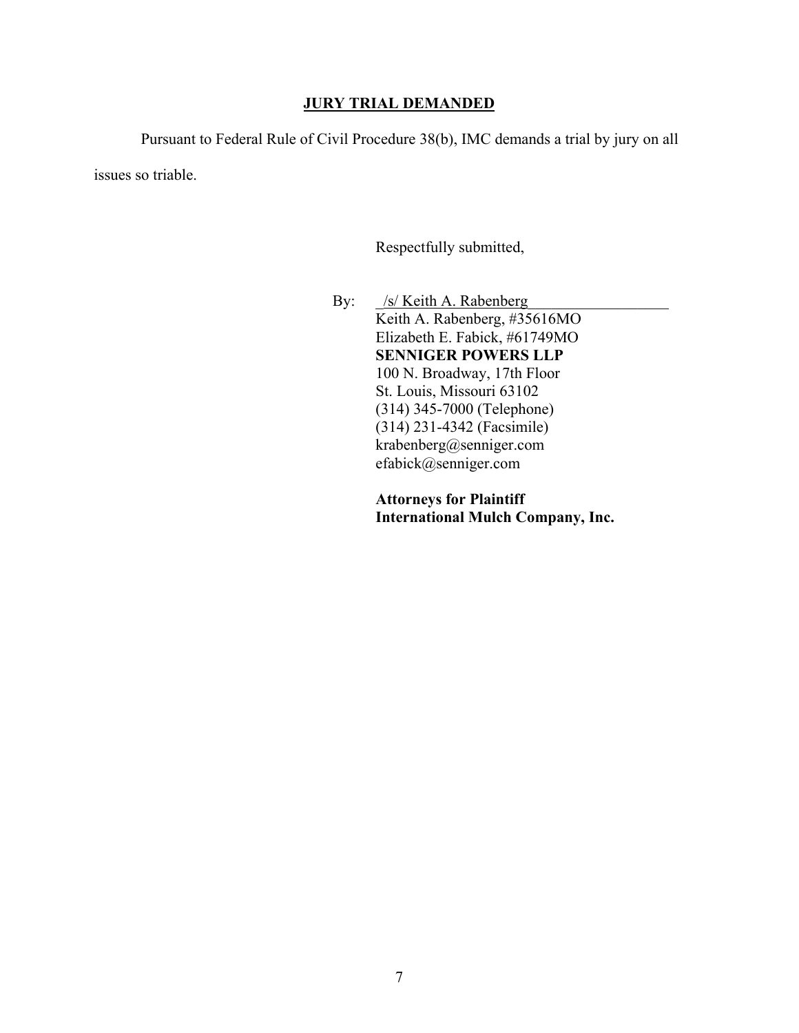**JURY TRIAL DEMANDED**

Pursuant to Federal Rule of Civil Procedure 38(b), IMC demands a trial by jury on all issues so triable.

Respectfully submitted,

By: /s/ Keith A. Rabenberg

Keith A. Rabenberg, #35616MO
Elizabeth E. Fabick, #61749MO
**SENNIGER POWERS LLP**
100 N. Broadway, 17th Floor
St. Louis, Missouri 63102
(314) 345-7000 (Telephone)
(314) 231-4342 (Facsimile)
krabenberg@senniger.com
efabick@senniger.com

**Attorneys for Plaintiff**
**International Mulch Company, Inc.**